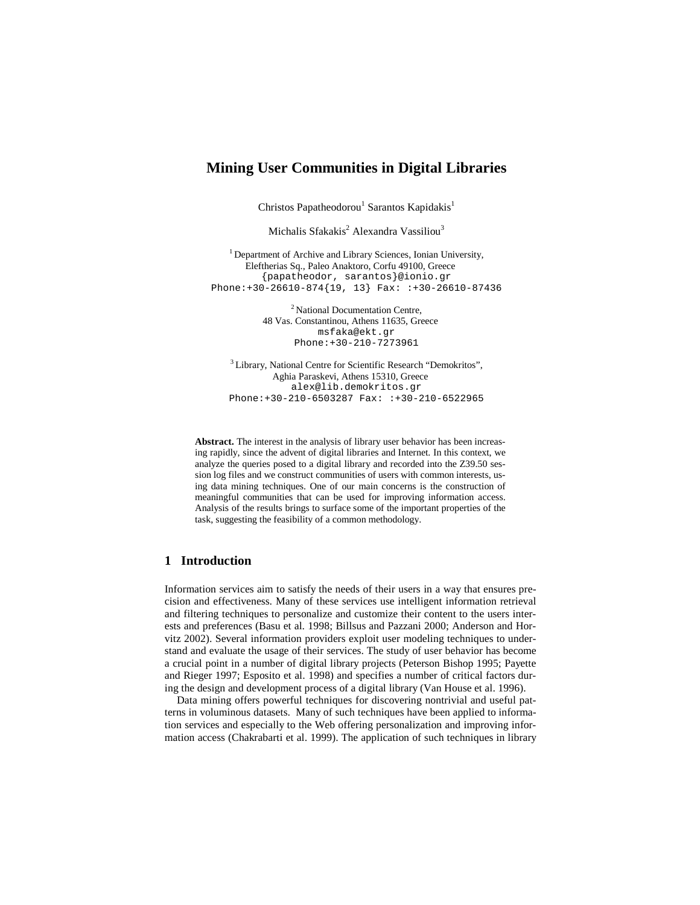# Mining User Communities in Digital Libraries

Christos Papatheodorou[1] Sarantos Kapidakis[1]

Michalis Sfakakis[2] Alexandra Vassiliou[3]

[1] Department of Archive and Library Sciences, Ionian University,
Eleftherias Sq., Paleo Anaktoro, Corfu 49100, Greece
{papatheodor, sarantos}@ionio.gr
Phone:+30-26610-874{19, 13} Fax: :+30-26610-87436

[2] National Documentation Centre,
48 Vas. Constantinou, Athens 11635, Greece
msfaka@ekt.gr
Phone:+30-210-7273961

[3] Library, National Centre for Scientific Research "Demokritos",
Aghia Paraskevi, Athens 15310, Greece
alex@lib.demokritos.gr
Phone:+30-210-6503287 Fax: :+30-210-6522965

**Abstract.** The interest in the analysis of library user behavior has been increasing rapidly, since the advent of digital libraries and Internet. In this context, we analyze the queries posed to a digital library and recorded into the Z39.50 session log files and we construct communities of users with common interests, using data mining techniques. One of our main concerns is the construction of meaningful communities that can be used for improving information access. Analysis of the results brings to surface some of the important properties of the task, suggesting the feasibility of a common methodology.

## 1 Introduction

Information services aim to satisfy the needs of their users in a way that ensures precision and effectiveness. Many of these services use intelligent information retrieval and filtering techniques to personalize and customize their content to the users interests and preferences (Basu et al. 1998; Billsus and Pazzani 2000; Anderson and Horvitz 2002). Several information providers exploit user modeling techniques to understand and evaluate the usage of their services. The study of user behavior has become a crucial point in a number of digital library projects (Peterson Bishop 1995; Payette and Rieger 1997; Esposito et al. 1998) and specifies a number of critical factors during the design and development process of a digital library (Van House et al. 1996).

Data mining offers powerful techniques for discovering nontrivial and useful patterns in voluminous datasets. Many of such techniques have been applied to information services and especially to the Web offering personalization and improving information access (Chakrabarti et al. 1999). The application of such techniques in library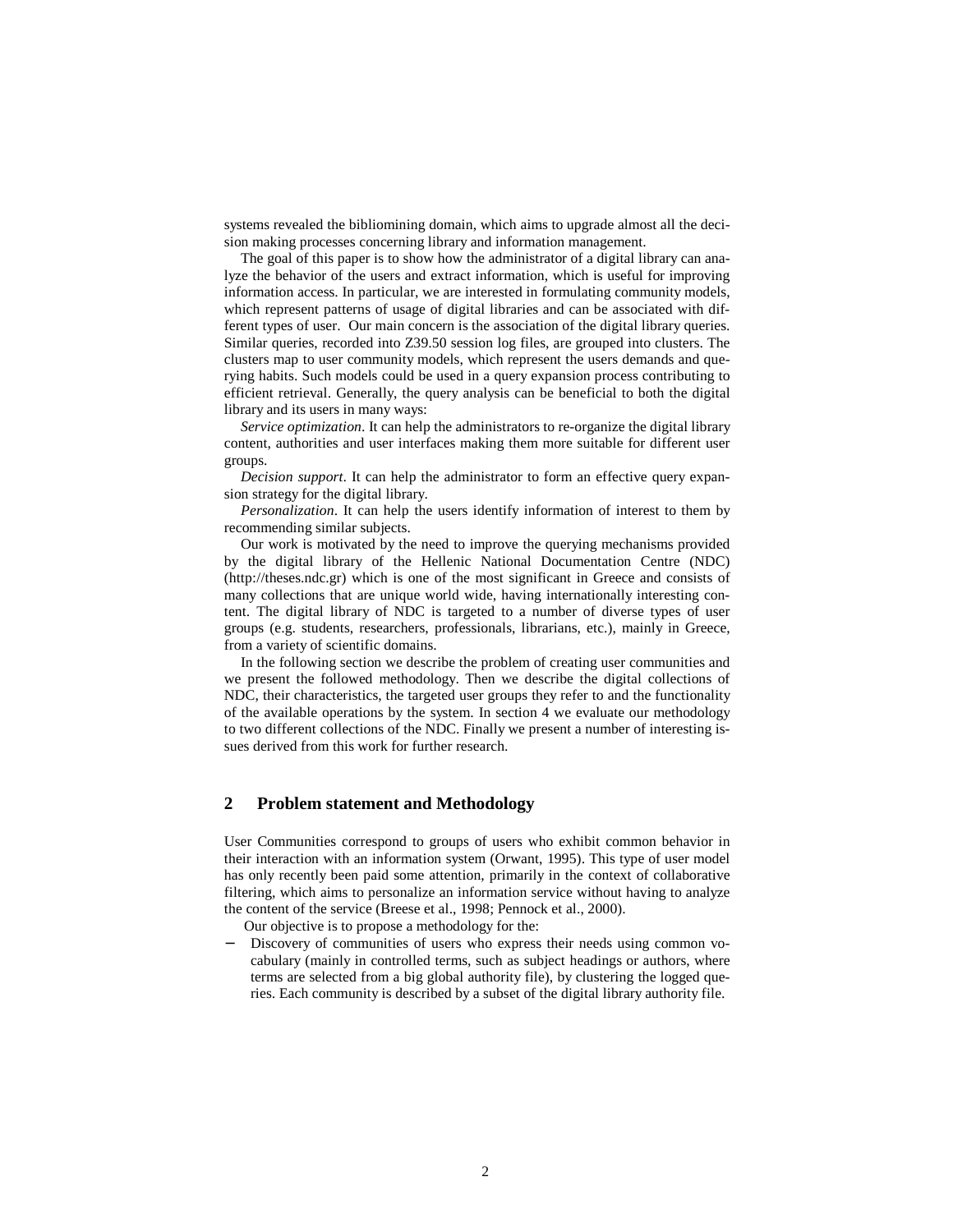systems revealed the bibliomining domain, which aims to upgrade almost all the decision making processes concerning library and information management.

The goal of this paper is to show how the administrator of a digital library can analyze the behavior of the users and extract information, which is useful for improving information access. In particular, we are interested in formulating community models, which represent patterns of usage of digital libraries and can be associated with different types of user. Our main concern is the association of the digital library queries. Similar queries, recorded into Z39.50 session log files, are grouped into clusters. The clusters map to user community models, which represent the users demands and querying habits. Such models could be used in a query expansion process contributing to efficient retrieval. Generally, the query analysis can be beneficial to both the digital library and its users in many ways:

*Service optimization*. It can help the administrators to re-organize the digital library content, authorities and user interfaces making them more suitable for different user groups.

*Decision support*. It can help the administrator to form an effective query expansion strategy for the digital library.

*Personalization*. It can help the users identify information of interest to them by recommending similar subjects.

Our work is motivated by the need to improve the querying mechanisms provided by the digital library of the Hellenic National Documentation Centre (NDC) (http://theses.ndc.gr) which is one of the most significant in Greece and consists of many collections that are unique world wide, having internationally interesting content. The digital library of NDC is targeted to a number of diverse types of user groups (e.g. students, researchers, professionals, librarians, etc.), mainly in Greece, from a variety of scientific domains.

In the following section we describe the problem of creating user communities and we present the followed methodology. Then we describe the digital collections of NDC, their characteristics, the targeted user groups they refer to and the functionality of the available operations by the system. In section 4 we evaluate our methodology to two different collections of the NDC. Finally we present a number of interesting issues derived from this work for further research.

## 2 Problem statement and Methodology

User Communities correspond to groups of users who exhibit common behavior in their interaction with an information system (Orwant, 1995). This type of user model has only recently been paid some attention, primarily in the context of collaborative filtering, which aims to personalize an information service without having to analyze the content of the service (Breese et al., 1998; Pennock et al., 2000).

Our objective is to propose a methodology for the:

- Discovery of communities of users who express their needs using common vocabulary (mainly in controlled terms, such as subject headings or authors, where terms are selected from a big global authority file), by clustering the logged queries. Each community is described by a subset of the digital library authority file.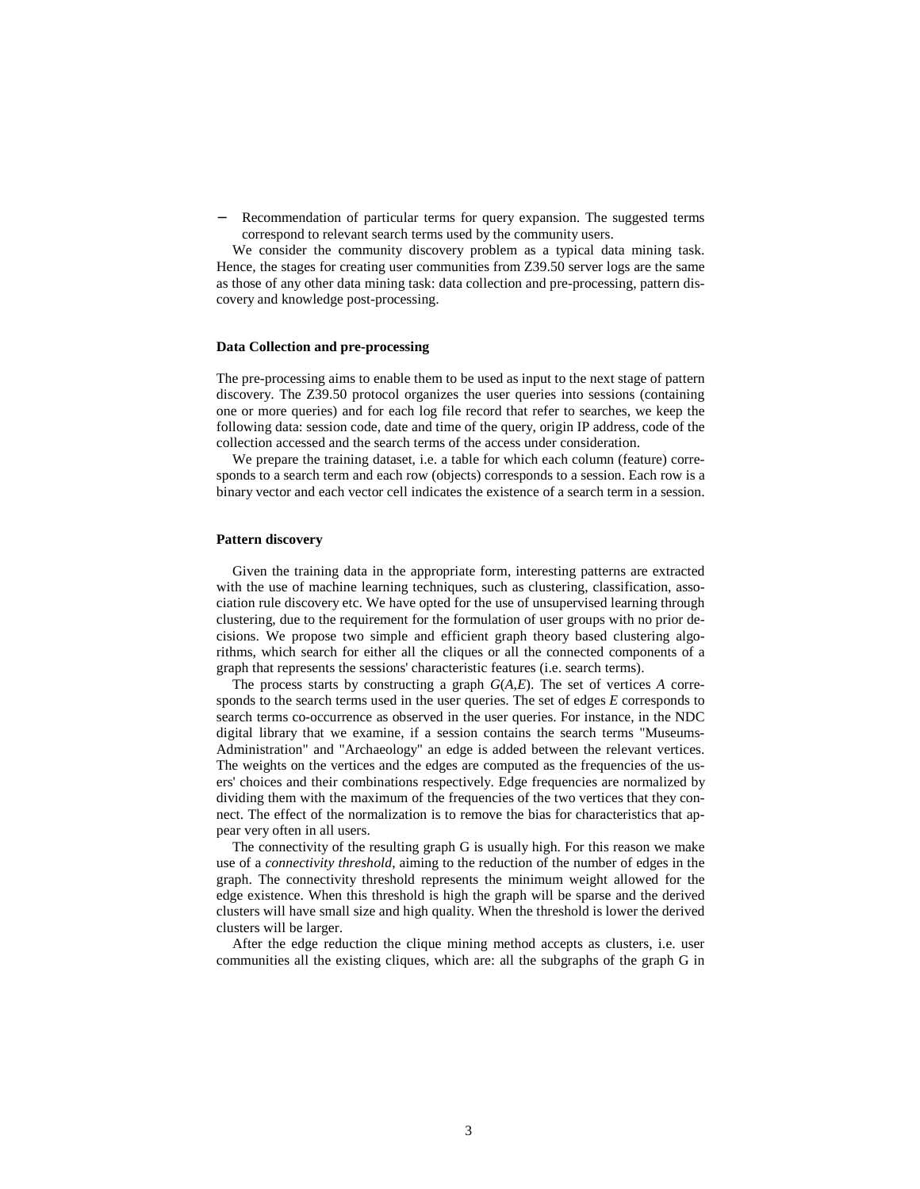− Recommendation of particular terms for query expansion. The suggested terms correspond to relevant search terms used by the community users.

We consider the community discovery problem as a typical data mining task. Hence, the stages for creating user communities from Z39.50 server logs are the same as those of any other data mining task: data collection and pre-processing, pattern discovery and knowledge post-processing.

#### Data Collection and pre-processing

The pre-processing aims to enable them to be used as input to the next stage of pattern discovery. The Z39.50 protocol organizes the user queries into sessions (containing one or more queries) and for each log file record that refer to searches, we keep the following data: session code, date and time of the query, origin IP address, code of the collection accessed and the search terms of the access under consideration.

We prepare the training dataset, i.e. a table for which each column (feature) corresponds to a search term and each row (objects) corresponds to a session. Each row is a binary vector and each vector cell indicates the existence of a search term in a session.

#### Pattern discovery

Given the training data in the appropriate form, interesting patterns are extracted with the use of machine learning techniques, such as clustering, classification, association rule discovery etc. We have opted for the use of unsupervised learning through clustering, due to the requirement for the formulation of user groups with no prior decisions. We propose two simple and efficient graph theory based clustering algorithms, which search for either all the cliques or all the connected components of a graph that represents the sessions' characteristic features (i.e. search terms).

The process starts by constructing a graph $G(A,E)$. The set of vertices $A$ corresponds to the search terms used in the user queries. The set of edges $E$ corresponds to search terms co-occurrence as observed in the user queries. For instance, in the NDC digital library that we examine, if a session contains the search terms "Museums-Administration" and "Archaeology" an edge is added between the relevant vertices. The weights on the vertices and the edges are computed as the frequencies of the users' choices and their combinations respectively. Edge frequencies are normalized by dividing them with the maximum of the frequencies of the two vertices that they connect. The effect of the normalization is to remove the bias for characteristics that appear very often in all users.

The connectivity of the resulting graph G is usually high. For this reason we make use of a *connectivity threshold*, aiming to the reduction of the number of edges in the graph. The connectivity threshold represents the minimum weight allowed for the edge existence. When this threshold is high the graph will be sparse and the derived clusters will have small size and high quality. When the threshold is lower the derived clusters will be larger.

After the edge reduction the clique mining method accepts as clusters, i.e. user communities all the existing cliques, which are: all the subgraphs of the graph G in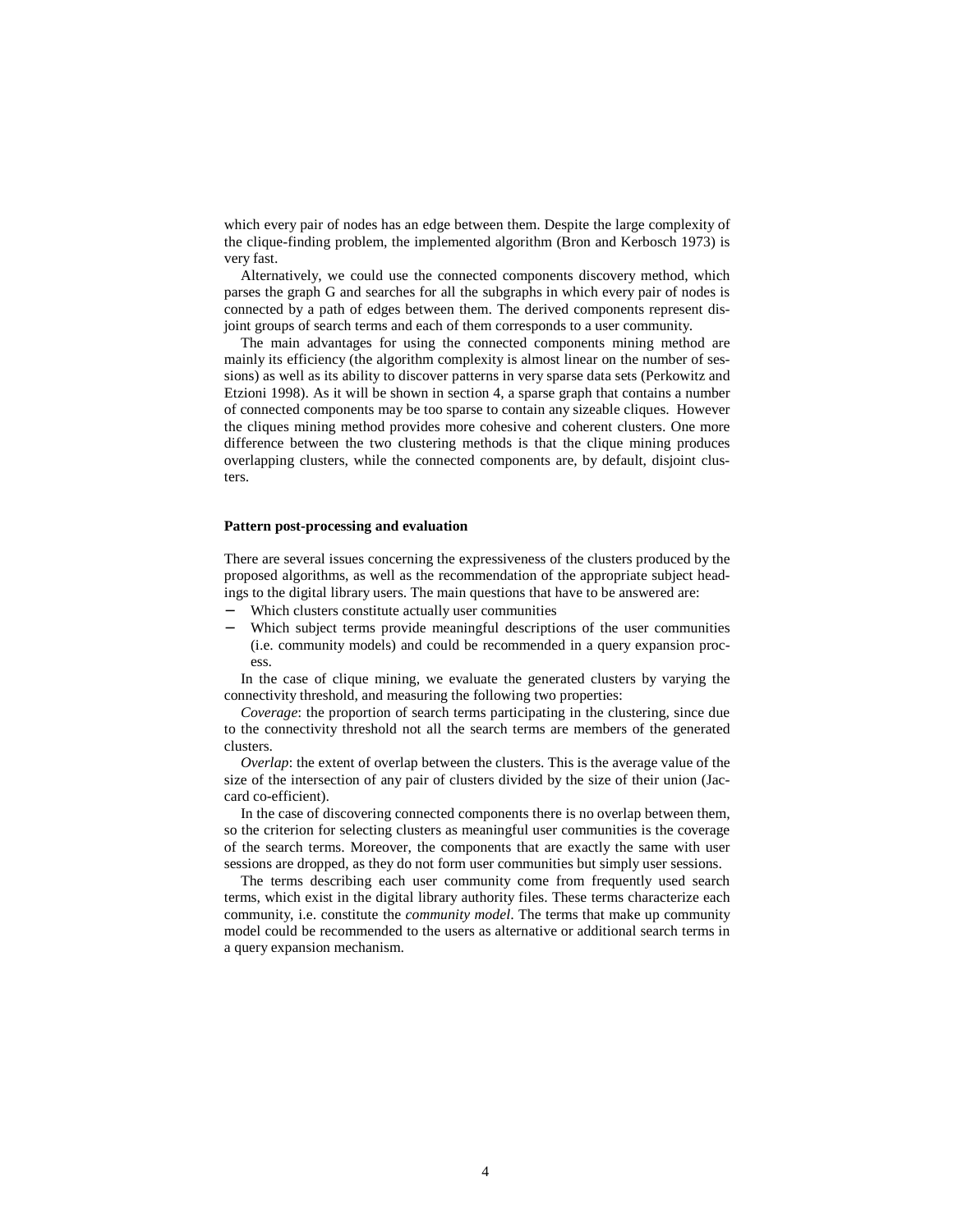which every pair of nodes has an edge between them. Despite the large complexity of the clique-finding problem, the implemented algorithm (Bron and Kerbosch 1973) is very fast.

Alternatively, we could use the connected components discovery method, which parses the graph G and searches for all the subgraphs in which every pair of nodes is connected by a path of edges between them. The derived components represent disjoint groups of search terms and each of them corresponds to a user community.

The main advantages for using the connected components mining method are mainly its efficiency (the algorithm complexity is almost linear on the number of sessions) as well as its ability to discover patterns in very sparse data sets (Perkowitz and Etzioni 1998). As it will be shown in section 4, a sparse graph that contains a number of connected components may be too sparse to contain any sizeable cliques. However the cliques mining method provides more cohesive and coherent clusters. One more difference between the two clustering methods is that the clique mining produces overlapping clusters, while the connected components are, by default, disjoint clusters.

**Pattern post-processing and evaluation**

There are several issues concerning the expressiveness of the clusters produced by the proposed algorithms, as well as the recommendation of the appropriate subject headings to the digital library users. The main questions that have to be answered are:

- Which clusters constitute actually user communities
- Which subject terms provide meaningful descriptions of the user communities (i.e. community models) and could be recommended in a query expansion process.

In the case of clique mining, we evaluate the generated clusters by varying the connectivity threshold, and measuring the following two properties:

*Coverage*: the proportion of search terms participating in the clustering, since due to the connectivity threshold not all the search terms are members of the generated clusters.

*Overlap*: the extent of overlap between the clusters. This is the average value of the size of the intersection of any pair of clusters divided by the size of their union (Jaccard co-efficient).

In the case of discovering connected components there is no overlap between them, so the criterion for selecting clusters as meaningful user communities is the coverage of the search terms. Moreover, the components that are exactly the same with user sessions are dropped, as they do not form user communities but simply user sessions.

The terms describing each user community come from frequently used search terms, which exist in the digital library authority files. These terms characterize each community, i.e. constitute the *community model*. The terms that make up community model could be recommended to the users as alternative or additional search terms in a query expansion mechanism.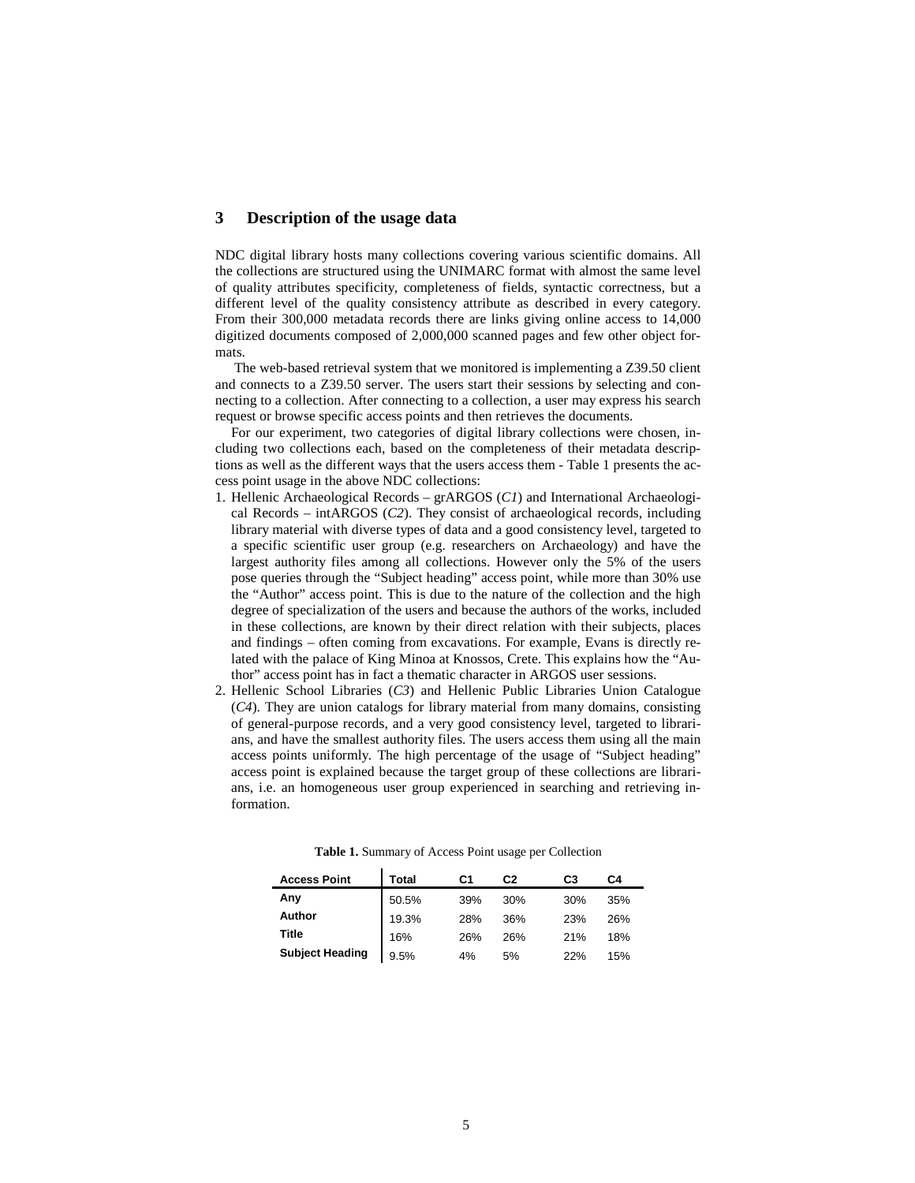## 3 Description of the usage data

NDC digital library hosts many collections covering various scientific domains. All the collections are structured using the UNIMARC format with almost the same level of quality attributes specificity, completeness of fields, syntactic correctness, but a different level of the quality consistency attribute as described in every category. From their 300,000 metadata records there are links giving online access to 14,000 digitized documents composed of 2,000,000 scanned pages and few other object formats.

The web-based retrieval system that we monitored is implementing a Z39.50 client and connects to a Z39.50 server. The users start their sessions by selecting and connecting to a collection. After connecting to a collection, a user may express his search request or browse specific access points and then retrieves the documents.

For our experiment, two categories of digital library collections were chosen, including two collections each, based on the completeness of their metadata descriptions as well as the different ways that the users access them - Table 1 presents the access point usage in the above NDC collections:

1. Hellenic Archaeological Records – grARGOS (*C1*) and International Archaeological Records – intARGOS (*C2*). They consist of archaeological records, including library material with diverse types of data and a good consistency level, targeted to a specific scientific user group (e.g. researchers on Archaeology) and have the largest authority files among all collections. However only the 5% of the users pose queries through the "Subject heading" access point, while more than 30% use the "Author" access point. This is due to the nature of the collection and the high degree of specialization of the users and because the authors of the works, included in these collections, are known by their direct relation with their subjects, places and findings – often coming from excavations. For example, Evans is directly related with the palace of King Minoa at Knossos, Crete. This explains how the "Author" access point has in fact a thematic character in ARGOS user sessions.
2. Hellenic School Libraries (*C3*) and Hellenic Public Libraries Union Catalogue (*C4*). They are union catalogs for library material from many domains, consisting of general-purpose records, and a very good consistency level, targeted to librarians, and have the smallest authority files. The users access them using all the main access points uniformly. The high percentage of the usage of "Subject heading" access point is explained because the target group of these collections are librarians, i.e. an homogeneous user group experienced in searching and retrieving information.

**Table 1.** Summary of Access Point usage per Collection

| Access Point | Total | C1 | C2 | C3 | C4 |
|---|---|---|---|---|---|
| **Any** | 50.5% | 39% | 30% | 30% | 35% |
| **Author** | 19.3% | 28% | 36% | 23% | 26% |
| **Title** | 16% | 26% | 26% | 21% | 18% |
| **Subject Heading** | 9.5% | 4% | 5% | 22% | 15% |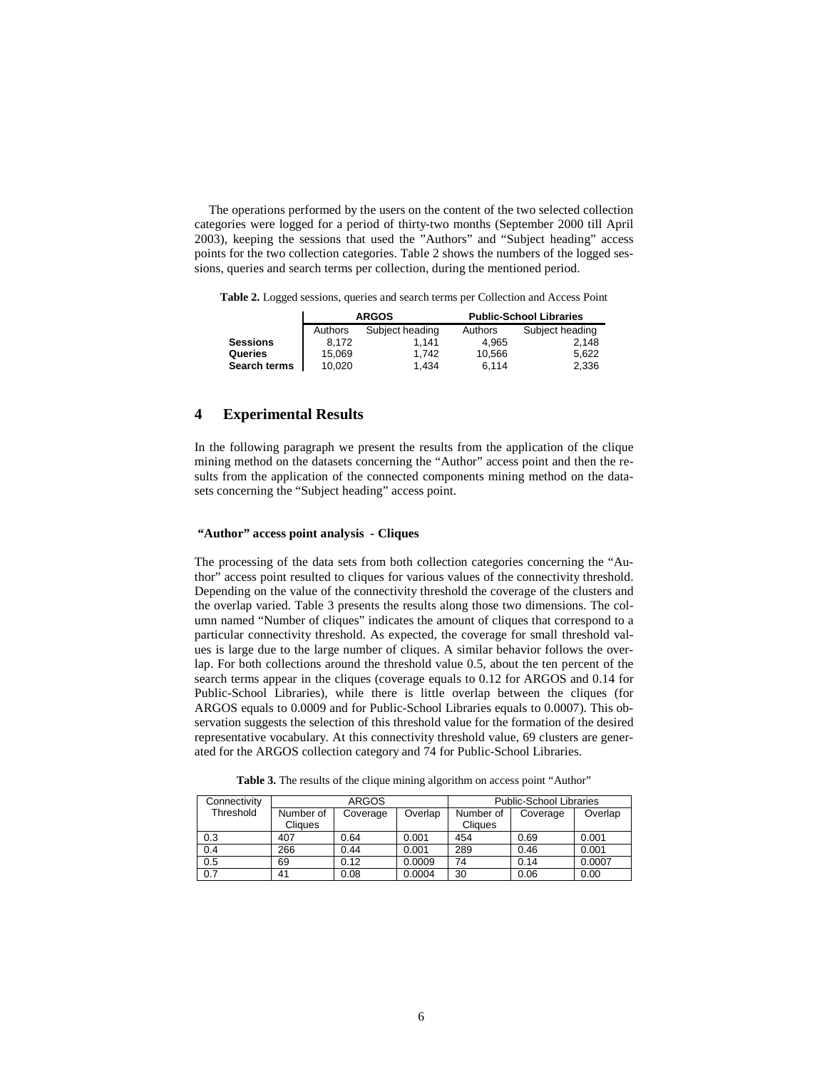The operations performed by the users on the content of the two selected collection categories were logged for a period of thirty-two months (September 2000 till April 2003), keeping the sessions that used the "Authors" and "Subject heading" access points for the two collection categories. Table 2 shows the numbers of the logged sessions, queries and search terms per collection, during the mentioned period.

**Table 2.** Logged sessions, queries and search terms per Collection and Access Point

| | **ARGOS** | | **Public-School Libraries** | |
|---|---|---|---|---|
| | Authors | Subject heading | Authors | Subject heading |
| **Sessions** | 8,172 | 1,141 | 4,965 | 2,148 |
| **Queries** | 15,069 | 1,742 | 10,566 | 5,622 |
| **Search terms** | 10,020 | 1,434 | 6,114 | 2,336 |

## 4 Experimental Results

In the following paragraph we present the results from the application of the clique mining method on the datasets concerning the "Author" access point and then the results from the application of the connected components mining method on the datasets concerning the "Subject heading" access point.

### "Author" access point analysis - Cliques

The processing of the data sets from both collection categories concerning the "Author" access point resulted to cliques for various values of the connectivity threshold. Depending on the value of the connectivity threshold the coverage of the clusters and the overlap varied. Table 3 presents the results along those two dimensions. The column named "Number of cliques" indicates the amount of cliques that correspond to a particular connectivity threshold. As expected, the coverage for small threshold values is large due to the large number of cliques. A similar behavior follows the overlap. For both collections around the threshold value 0.5, about the ten percent of the search terms appear in the cliques (coverage equals to 0.12 for ARGOS and 0.14 for Public-School Libraries), while there is little overlap between the cliques (for ARGOS equals to 0.0009 and for Public-School Libraries equals to 0.0007). This observation suggests the selection of this threshold value for the formation of the desired representative vocabulary. At this connectivity threshold value, 69 clusters are generated for the ARGOS collection category and 74 for Public-School Libraries.

**Table 3.** The results of the clique mining algorithm on access point "Author"

| Connectivity Threshold | ARGOS | | | Public-School Libraries | | |
|---|---|---|---|---|---|---|
| | Number of Cliques | Coverage | Overlap | Number of Cliques | Coverage | Overlap |
| 0.3 | 407 | 0.64 | 0.001 | 454 | 0.69 | 0.001 |
| 0.4 | 266 | 0.44 | 0.001 | 289 | 0.46 | 0.001 |
| 0.5 | 69 | 0.12 | 0.0009 | 74 | 0.14 | 0.0007 |
| 0.7 | 41 | 0.08 | 0.0004 | 30 | 0.06 | 0.00 |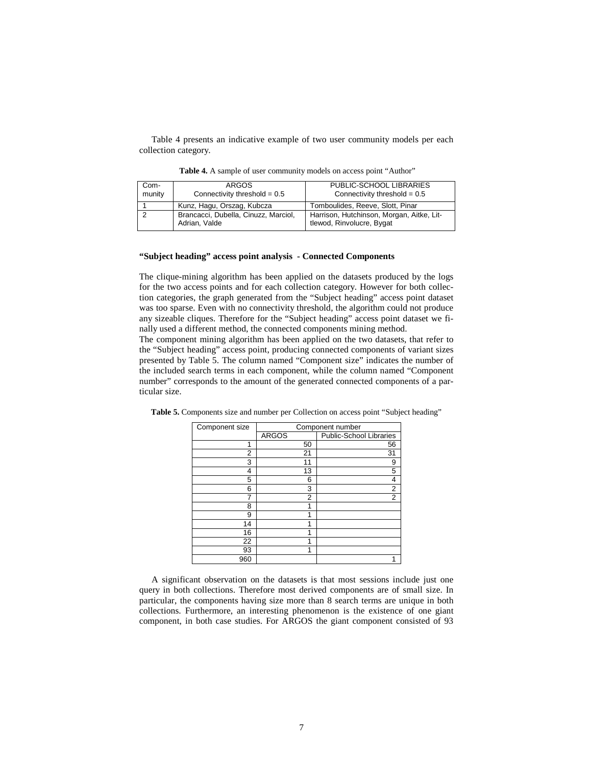Table 4 presents an indicative example of two user community models per each collection category.

**Table 4.** A sample of user community models on access point "Author"

| Community | ARGOS Connectivity threshold = 0.5 | PUBLIC-SCHOOL LIBRARIES Connectivity threshold = 0.5 |
|---|---|---|
| 1 | Kunz, Hagu, Orszag, Kubcza | Tomboulides, Reeve, Slott, Pinar |
| 2 | Brancacci, Dubella, Cinuzz, Marciol, Adrian, Valde | Harrison, Hutchinson, Morgan, Aitke, Littlewod, Rinvolucre, Bygat |

**"Subject heading" access point analysis - Connected Components**

The clique-mining algorithm has been applied on the datasets produced by the logs for the two access points and for each collection category. However for both collection categories, the graph generated from the "Subject heading" access point dataset was too sparse. Even with no connectivity threshold, the algorithm could not produce any sizeable cliques. Therefore for the "Subject heading" access point dataset we finally used a different method, the connected components mining method.
The component mining algorithm has been applied on the two datasets, that refer to the "Subject heading" access point, producing connected components of variant sizes presented by Table 5. The column named "Component size" indicates the number of the included search terms in each component, while the column named "Component number" corresponds to the amount of the generated connected components of a particular size.

**Table 5.** Components size and number per Collection on access point "Subject heading"

| Component size | Component number | |
|---|---|---|
| | ARGOS | Public-School Libraries |
| 1 | 50 | 56 |
| 2 | 21 | 31 |
| 3 | 11 | 9 |
| 4 | 13 | 5 |
| 5 | 6 | 4 |
| 6 | 3 | 2 |
| 7 | 2 | 2 |
| 8 | 1 | |
| 9 | 1 | |
| 14 | 1 | |
| 16 | 1 | |
| 22 | 1 | |
| 93 | 1 | |
| 960 | | 1 |

A significant observation on the datasets is that most sessions include just one query in both collections. Therefore most derived components are of small size. In particular, the components having size more than 8 search terms are unique in both collections. Furthermore, an interesting phenomenon is the existence of one giant component, in both case studies. For ARGOS the giant component consisted of 93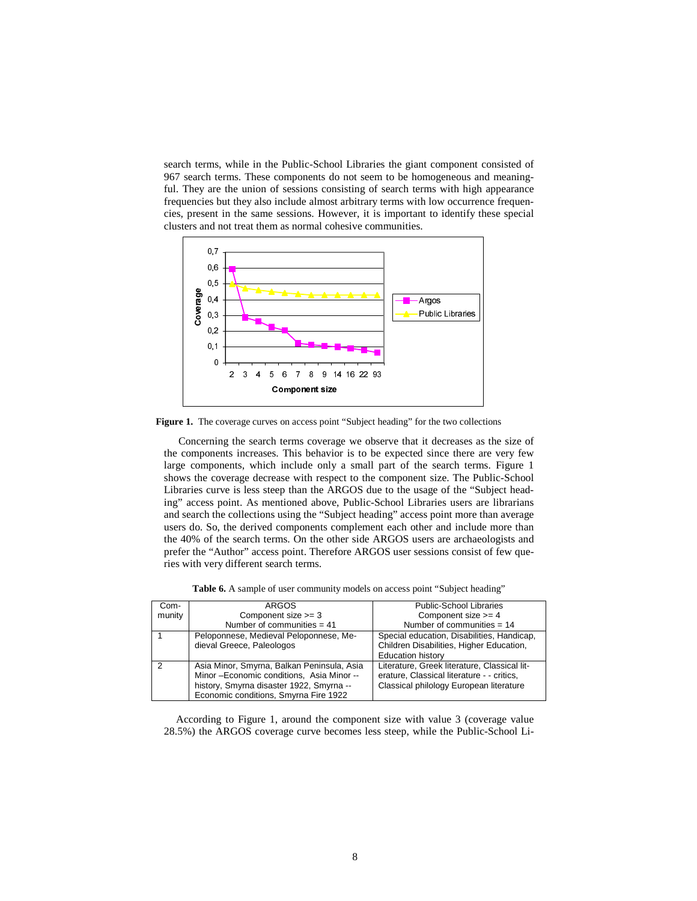search terms, while in the Public-School Libraries the giant component consisted of 967 search terms. These components do not seem to be homogeneous and meaningful. They are the union of sessions consisting of search terms with high appearance frequencies but they also include almost arbitrary terms with low occurrence frequencies, present in the same sessions. However, it is important to identify these special clusters and not treat them as normal cohesive communities.

Coverage
0,7
0,6
0,5
0,4
0,3
0,2
0,1
0
2 3 4 5 6 7 8 9 14 16 22 93
Component size
Argos
Public Libraries

**Figure 1.** The coverage curves on access point "Subject heading" for the two collections

Concerning the search terms coverage we observe that it decreases as the size of the components increases. This behavior is to be expected since there are very few large components, which include only a small part of the search terms. Figure 1 shows the coverage decrease with respect to the component size. The Public-School Libraries curve is less steep than the ARGOS due to the usage of the "Subject heading" access point. As mentioned above, Public-School Libraries users are librarians and search the collections using the "Subject heading" access point more than average users do. So, the derived components complement each other and include more than the 40% of the search terms. On the other side ARGOS users are archaeologists and prefer the "Author" access point. Therefore ARGOS user sessions consist of few queries with very different search terms.

**Table 6.** A sample of user community models on access point "Subject heading"

| Community | ARGOS<br>Component size >= 3<br>Number of communities = 41 | Public-School Libraries<br>Component size >= 4<br>Number of communities = 14 |
|---|---|---|
| 1 | Peloponnese, Medieval Peloponnese, Medieval Greece, Paleologos | Special education, Disabilities, Handicap, Children Disabilities, Higher Education, Education history |
| 2 | Asia Minor, Smyrna, Balkan Peninsula, Asia Minor –Economic conditions, Asia Minor -- history, Smyrna disaster 1922, Smyrna -- Economic conditions, Smyrna Fire 1922 | Literature, Greek literature, Classical literature, Classical literature - - critics, Classical philology European literature |

According to Figure 1, around the component size with value 3 (coverage value 28.5%) the ARGOS coverage curve becomes less steep, while the Public-School Li-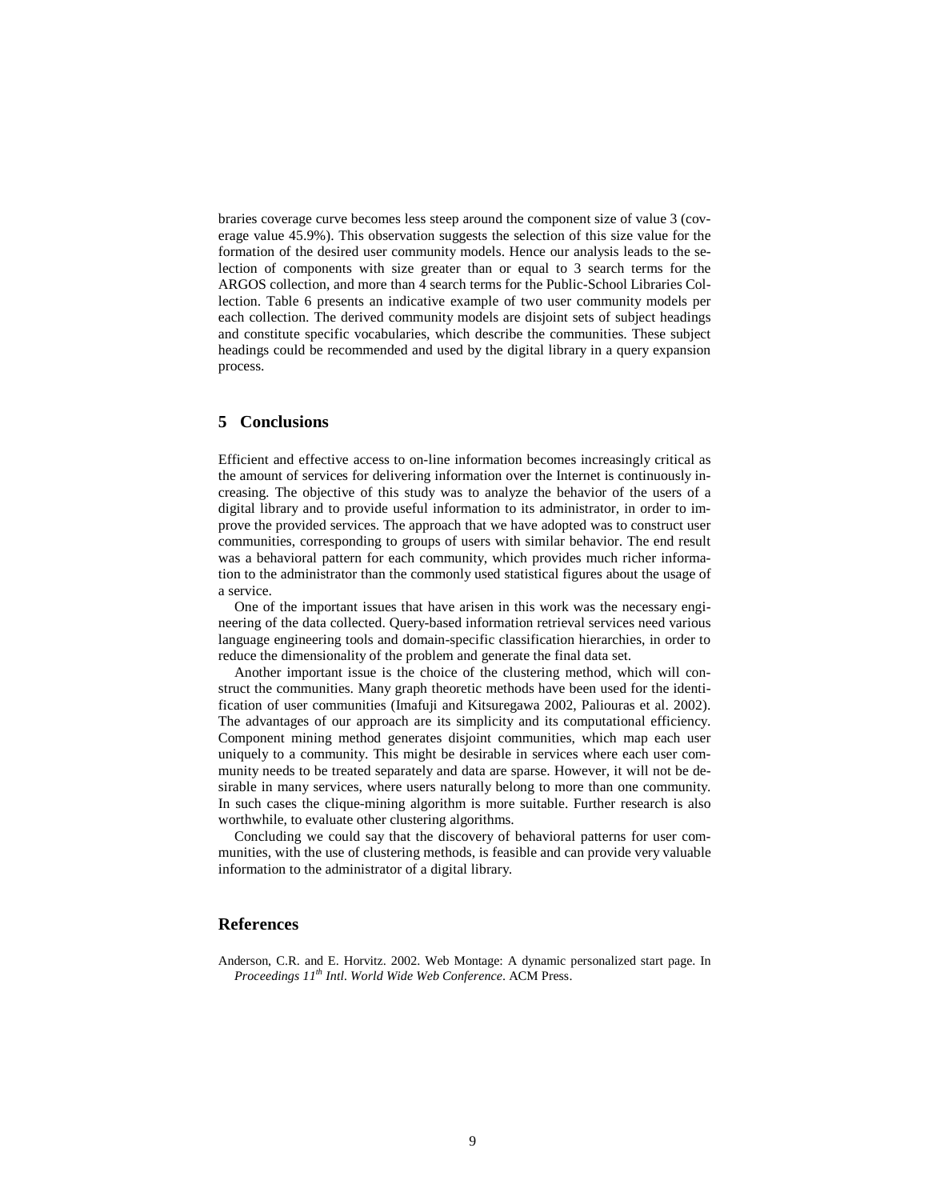braries coverage curve becomes less steep around the component size of value 3 (coverage value 45.9%). This observation suggests the selection of this size value for the formation of the desired user community models. Hence our analysis leads to the selection of components with size greater than or equal to 3 search terms for the ARGOS collection, and more than 4 search terms for the Public-School Libraries Collection. Table 6 presents an indicative example of two user community models per each collection. The derived community models are disjoint sets of subject headings and constitute specific vocabularies, which describe the communities. These subject headings could be recommended and used by the digital library in a query expansion process.

## 5 Conclusions

Efficient and effective access to on-line information becomes increasingly critical as the amount of services for delivering information over the Internet is continuously increasing. The objective of this study was to analyze the behavior of the users of a digital library and to provide useful information to its administrator, in order to improve the provided services. The approach that we have adopted was to construct user communities, corresponding to groups of users with similar behavior. The end result was a behavioral pattern for each community, which provides much richer information to the administrator than the commonly used statistical figures about the usage of a service.

One of the important issues that have arisen in this work was the necessary engineering of the data collected. Query-based information retrieval services need various language engineering tools and domain-specific classification hierarchies, in order to reduce the dimensionality of the problem and generate the final data set.

Another important issue is the choice of the clustering method, which will construct the communities. Many graph theoretic methods have been used for the identification of user communities (Imafuji and Kitsuregawa 2002, Paliouras et al. 2002). The advantages of our approach are its simplicity and its computational efficiency. Component mining method generates disjoint communities, which map each user uniquely to a community. This might be desirable in services where each user community needs to be treated separately and data are sparse. However, it will not be desirable in many services, where users naturally belong to more than one community. In such cases the clique-mining algorithm is more suitable. Further research is also worthwhile, to evaluate other clustering algorithms.

Concluding we could say that the discovery of behavioral patterns for user communities, with the use of clustering methods, is feasible and can provide very valuable information to the administrator of a digital library.

## References

Anderson, C.R. and E. Horvitz. 2002. Web Montage: A dynamic personalized start page. In *Proceedings 11th Intl. World Wide Web Conference*. ACM Press.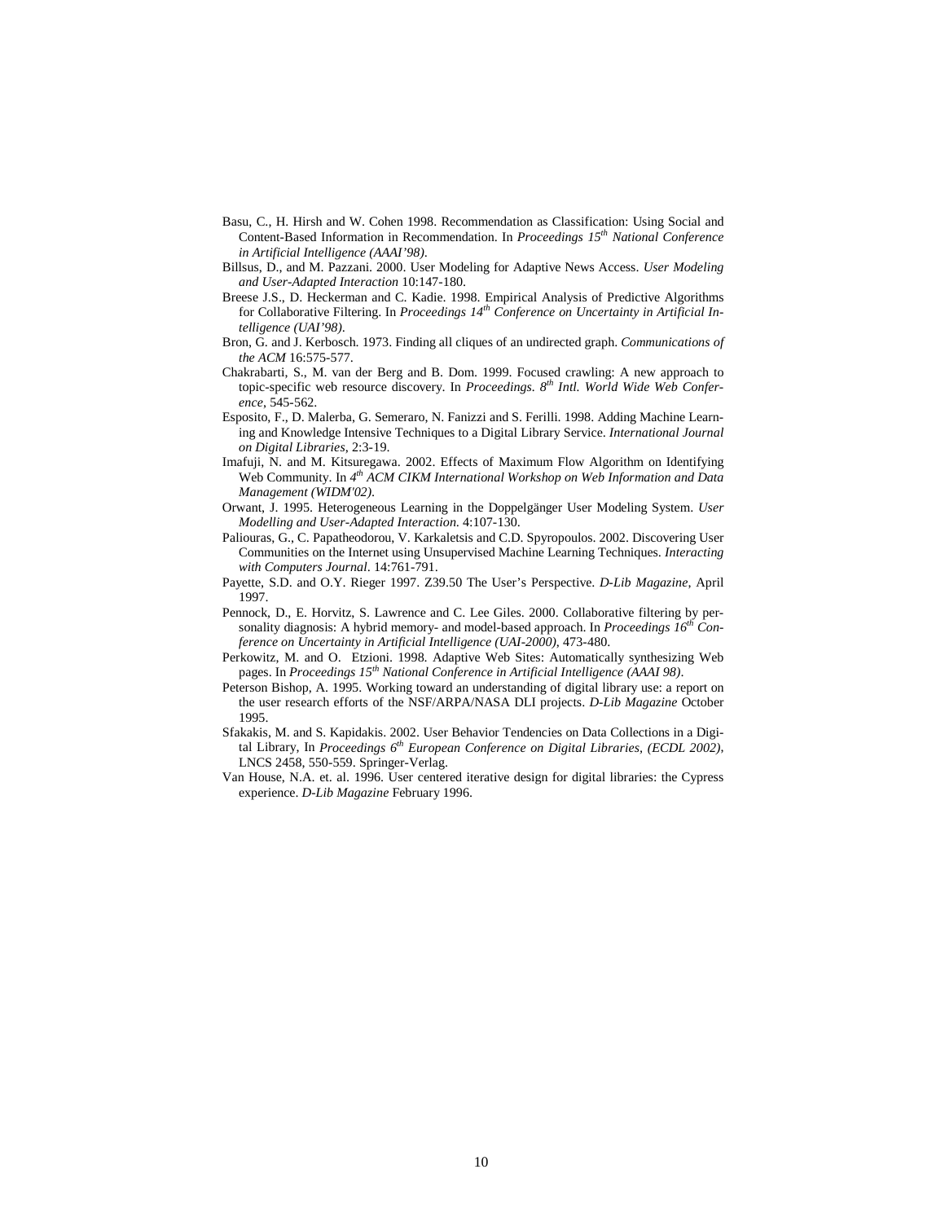Basu, C., H. Hirsh and W. Cohen 1998. Recommendation as Classification: Using Social and Content-Based Information in Recommendation. In *Proceedings 15th National Conference in Artificial Intelligence (AAAI'98)*.

Billsus, D., and M. Pazzani. 2000. User Modeling for Adaptive News Access. *User Modeling and User-Adapted Interaction* 10:147-180.

Breese J.S., D. Heckerman and C. Kadie. 1998. Empirical Analysis of Predictive Algorithms for Collaborative Filtering. In *Proceedings 14th Conference on Uncertainty in Artificial Intelligence (UAI'98)*.

Bron, G. and J. Kerbosch. 1973. Finding all cliques of an undirected graph. *Communications of the ACM* 16:575-577.

Chakrabarti, S., M. van der Berg and B. Dom. 1999. Focused crawling: A new approach to topic-specific web resource discovery. In *Proceedings. 8th Intl. World Wide Web Conference*, 545-562.

Esposito, F., D. Malerba, G. Semeraro, N. Fanizzi and S. Ferilli. 1998. Adding Machine Learning and Knowledge Intensive Techniques to a Digital Library Service. *International Journal on Digital Libraries*, 2:3-19.

Imafuji, N. and M. Kitsuregawa. 2002. Effects of Maximum Flow Algorithm on Identifying Web Community. In *4th ACM CIKM International Workshop on Web Information and Data Management (WIDM'02)*.

Orwant, J. 1995. Heterogeneous Learning in the Doppelgänger User Modeling System. *User Modelling and User-Adapted Interaction*. 4:107-130.

Paliouras, G., C. Papatheodorou, V. Karkaletsis and C.D. Spyropoulos. 2002. Discovering User Communities on the Internet using Unsupervised Machine Learning Techniques. *Interacting with Computers Journal*. 14:761-791.

Payette, S.D. and O.Y. Rieger 1997. Z39.50 The User's Perspective. *D-Lib Magazine*, April 1997.

Pennock, D., E. Horvitz, S. Lawrence and C. Lee Giles. 2000. Collaborative filtering by personality diagnosis: A hybrid memory- and model-based approach. In *Proceedings 16th Conference on Uncertainty in Artificial Intelligence (UAI-2000)*, 473-480.

Perkowitz, M. and O. Etzioni. 1998. Adaptive Web Sites: Automatically synthesizing Web pages. In *Proceedings 15th National Conference in Artificial Intelligence (AAAI 98)*.

Peterson Bishop, A. 1995. Working toward an understanding of digital library use: a report on the user research efforts of the NSF/ARPA/NASA DLI projects. *D-Lib Magazine* October 1995.

Sfakakis, M. and S. Kapidakis. 2002. User Behavior Tendencies on Data Collections in a Digital Library, In *Proceedings 6th European Conference on Digital Libraries, (ECDL 2002)*, LNCS 2458, 550-559. Springer-Verlag.

Van House, N.A. et. al. 1996. User centered iterative design for digital libraries: the Cypress experience. *D-Lib Magazine* February 1996.